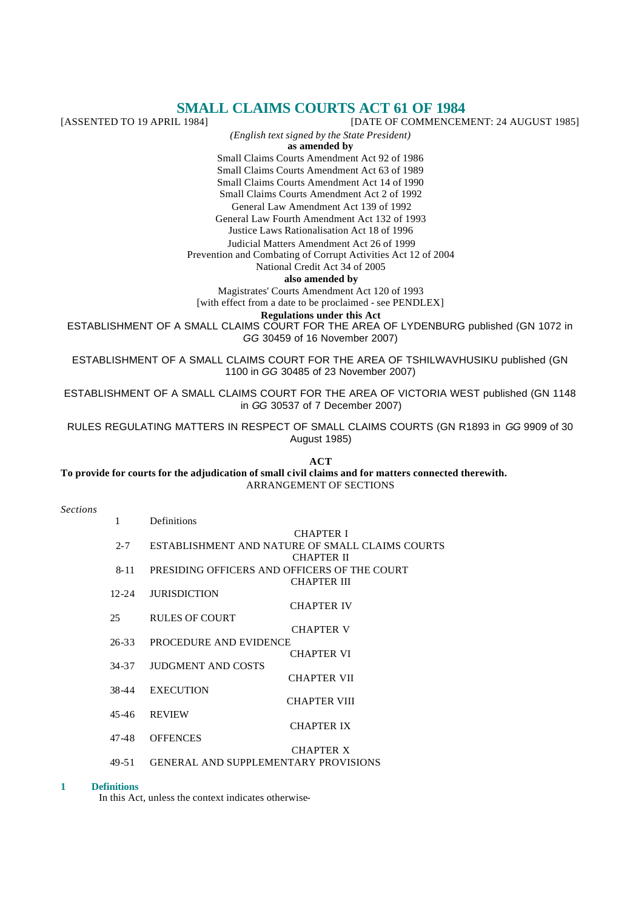# SMALL CLAIMS COURTS ACT 61 OF 1984

[ASSENTED TO 19 APRIL 1984] [DATE OF COMMENCEMENT: 24 AUGUST 1985]

*(English text signed by the State President)*

**as amended by**

Small Claims Courts Amendment Act 92 of 1986
Small Claims Courts Amendment Act 63 of 1989
Small Claims Courts Amendment Act 14 of 1990
Small Claims Courts Amendment Act 2 of 1992
General Law Amendment Act 139 of 1992
General Law Fourth Amendment Act 132 of 1993
Justice Laws Rationalisation Act 18 of 1996
Judicial Matters Amendment Act 26 of 1999
Prevention and Combating of Corrupt Activities Act 12 of 2004
National Credit Act 34 of 2005

**also amended by**

Magistrates' Courts Amendment Act 120 of 1993
[with effect from a date to be proclaimed - see PENDLEX]

**Regulations under this Act**

ESTABLISHMENT OF A SMALL CLAIMS COURT FOR THE AREA OF LYDENBURG published (GN 1072 in *GG* 30459 of 16 November 2007)

ESTABLISHMENT OF A SMALL CLAIMS COURT FOR THE AREA OF TSHILWAVHUSIKU published (GN 1100 in *GG* 30485 of 23 November 2007)

ESTABLISHMENT OF A SMALL CLAIMS COURT FOR THE AREA OF VICTORIA WEST published (GN 1148 in *GG* 30537 of 7 December 2007)

RULES REGULATING MATTERS IN RESPECT OF SMALL CLAIMS COURTS (GN R1893 in *GG* 9909 of 30 August 1985)

**ACT**

**To provide for courts for the adjudication of small civil claims and for matters connected therewith.**

ARRANGEMENT OF SECTIONS

*Sections*

| | |
|---|---|
| 1 | Definitions |
| | CHAPTER I |
| 2-7 | ESTABLISHMENT AND NATURE OF SMALL CLAIMS COURTS |
| | CHAPTER II |
| 8-11 | PRESIDING OFFICERS AND OFFICERS OF THE COURT |
| | CHAPTER III |
| 12-24 | JURISDICTION |
| | CHAPTER IV |
| 25 | RULES OF COURT |
| | CHAPTER V |
| 26-33 | PROCEDURE AND EVIDENCE |
| | CHAPTER VI |
| 34-37 | JUDGMENT AND COSTS |
| | CHAPTER VII |
| 38-44 | EXECUTION |
| | CHAPTER VIII |
| 45-46 | REVIEW |
| | CHAPTER IX |
| 47-48 | OFFENCES |
| | CHAPTER X |
| 49-51 | GENERAL AND SUPPLEMENTARY PROVISIONS |

**1 Definitions**

In this Act, unless the context indicates otherwise-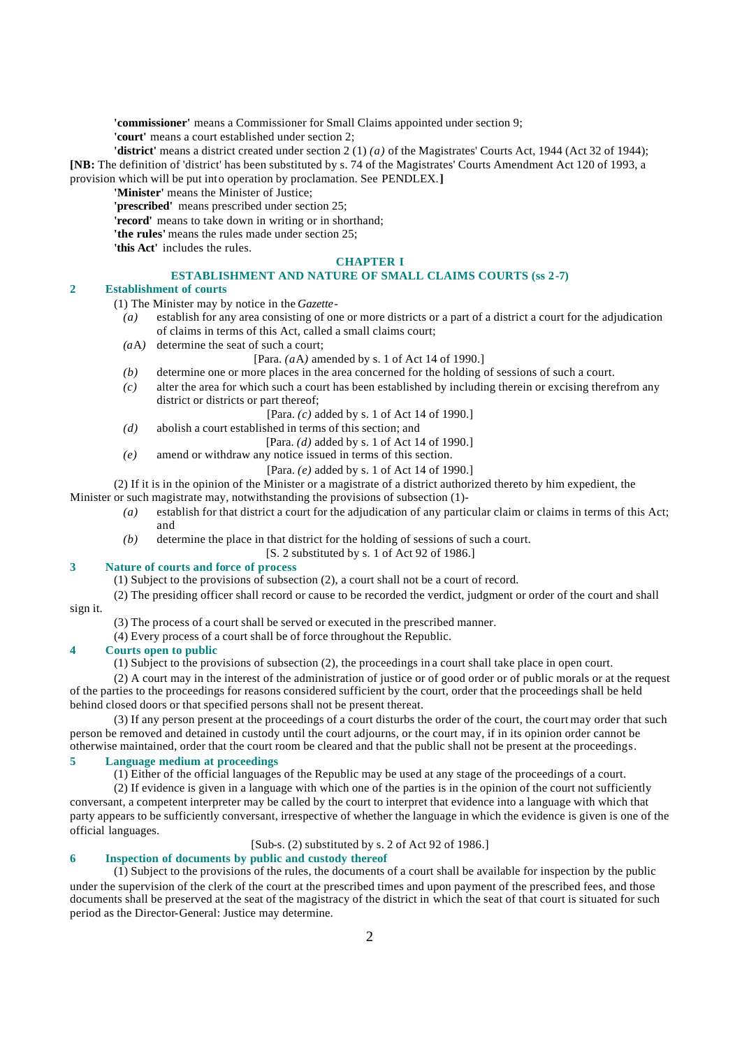**'commissioner'** means a Commissioner for Small Claims appointed under section 9;

**'court'** means a court established under section 2;

**'district'** means a district created under section 2 (1) *(a)* of the Magistrates' Courts Act, 1944 (Act 32 of 1944);

**[NB:** The definition of 'district' has been substituted by s. 74 of the Magistrates' Courts Amendment Act 120 of 1993, a provision which will be put into operation by proclamation. See PENDLEX.**]**

**'Minister'** means the Minister of Justice;

**'prescribed'** means prescribed under section 25;

**'record'** means to take down in writing or in shorthand;

**'the rules'** means the rules made under section 25;

**'this Act'** includes the rules.

## CHAPTER I

## ESTABLISHMENT AND NATURE OF SMALL CLAIMS COURTS (ss 2-7)

### 2 Establishment of courts

(1) The Minister may by notice in the *Gazette*-

*(a)* establish for any area consisting of one or more districts or a part of a district a court for the adjudication of claims in terms of this Act, called a small claims court;

*(a*A*)* determine the seat of such a court;

[Para. *(a*A*)* amended by s. 1 of Act 14 of 1990.]

*(b)* determine one or more places in the area concerned for the holding of sessions of such a court.

*(c)* alter the area for which such a court has been established by including therein or excising therefrom any district or districts or part thereof;

[Para. *(c)* added by s. 1 of Act 14 of 1990.]

*(d)* abolish a court established in terms of this section; and

[Para. *(d)* added by s. 1 of Act 14 of 1990.]

*(e)* amend or withdraw any notice issued in terms of this section.

[Para. *(e)* added by s. 1 of Act 14 of 1990.]

(2) If it is in the opinion of the Minister or a magistrate of a district authorized thereto by him expedient, the Minister or such magistrate may, notwithstanding the provisions of subsection (1)-

*(a)* establish for that district a court for the adjudication of any particular claim or claims in terms of this Act; and

*(b)* determine the place in that district for the holding of sessions of such a court.

[S. 2 substituted by s. 1 of Act 92 of 1986.]

### 3 Nature of courts and force of process

(1) Subject to the provisions of subsection (2), a court shall not be a court of record.

(2) The presiding officer shall record or cause to be recorded the verdict, judgment or order of the court and shall sign it.

(3) The process of a court shall be served or executed in the prescribed manner.

(4) Every process of a court shall be of force throughout the Republic.

### 4 Courts open to public

(1) Subject to the provisions of subsection (2), the proceedings in a court shall take place in open court.

(2) A court may in the interest of the administration of justice or of good order or of public morals or at the request of the parties to the proceedings for reasons considered sufficient by the court, order that the proceedings shall be held behind closed doors or that specified persons shall not be present thereat.

(3) If any person present at the proceedings of a court disturbs the order of the court, the court may order that such person be removed and detained in custody until the court adjourns, or the court may, if in its opinion order cannot be otherwise maintained, order that the court room be cleared and that the public shall not be present at the proceedings.

### 5 Language medium at proceedings

(1) Either of the official languages of the Republic may be used at any stage of the proceedings of a court.

(2) If evidence is given in a language with which one of the parties is in the opinion of the court not sufficiently conversant, a competent interpreter may be called by the court to interpret that evidence into a language with which that party appears to be sufficiently conversant, irrespective of whether the language in which the evidence is given is one of the official languages.

[Sub-s. (2) substituted by s. 2 of Act 92 of 1986.]

### 6 Inspection of documents by public and custody thereof

(1) Subject to the provisions of the rules, the documents of a court shall be available for inspection by the public under the supervision of the clerk of the court at the prescribed times and upon payment of the prescribed fees, and those documents shall be preserved at the seat of the magistracy of the district in which the seat of that court is situated for such period as the Director-General: Justice may determine.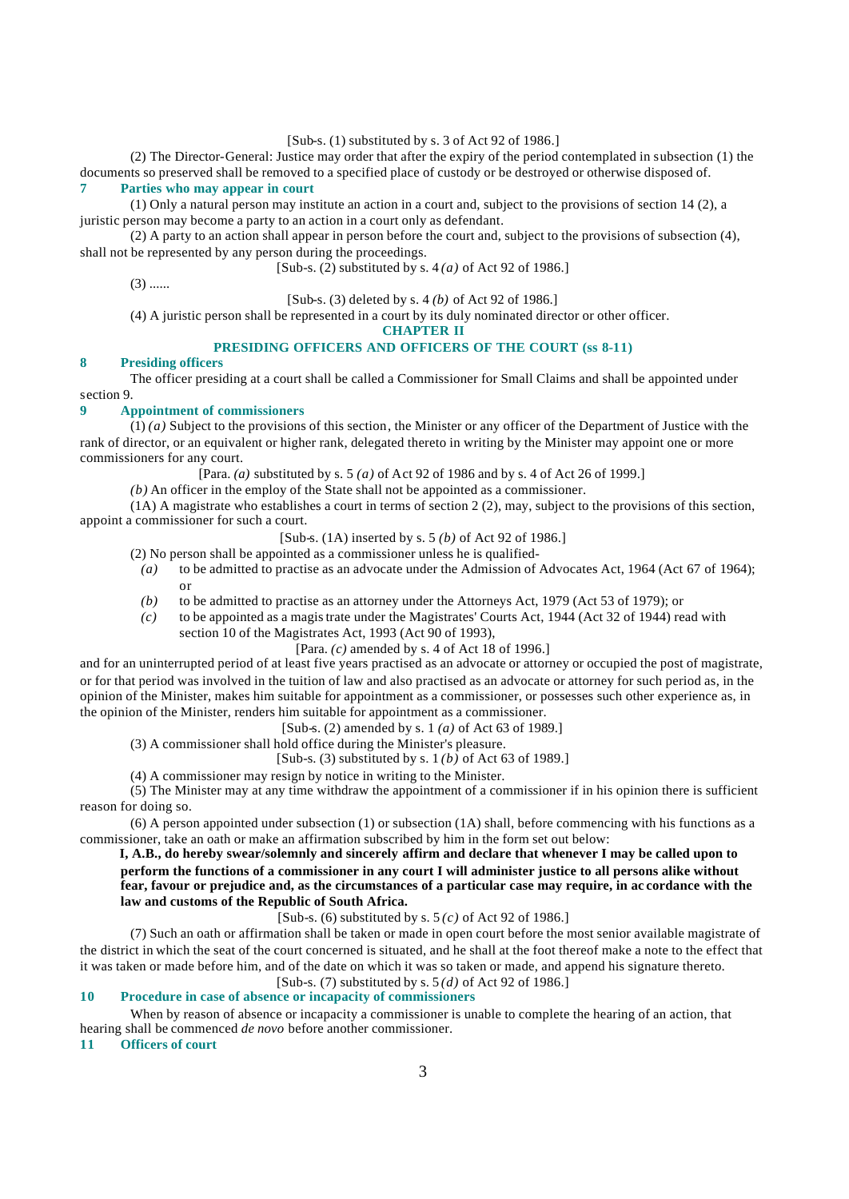[Sub-s. (1) substituted by s. 3 of Act 92 of 1986.]

(2) The Director-General: Justice may order that after the expiry of the period contemplated in subsection (1) the documents so preserved shall be removed to a specified place of custody or be destroyed or otherwise disposed of.

### 7 Parties who may appear in court

(1) Only a natural person may institute an action in a court and, subject to the provisions of section 14 (2), a juristic person may become a party to an action in a court only as defendant.

(2) A party to an action shall appear in person before the court and, subject to the provisions of subsection (4), shall not be represented by any person during the proceedings.

[Sub-s. (2) substituted by s. 4 *(a)* of Act 92 of 1986.]

(3) ......

[Sub-s. (3) deleted by s. 4 *(b)* of Act 92 of 1986.]

(4) A juristic person shall be represented in a court by its duly nominated director or other officer.

## CHAPTER II

## PRESIDING OFFICERS AND OFFICERS OF THE COURT (ss 8-11)

### 8 Presiding officers

The officer presiding at a court shall be called a Commissioner for Small Claims and shall be appointed under section 9.

### 9 Appointment of commissioners

(1) *(a)* Subject to the provisions of this section, the Minister or any officer of the Department of Justice with the rank of director, or an equivalent or higher rank, delegated thereto in writing by the Minister may appoint one or more commissioners for any court.

[Para. *(a)* substituted by s. 5 *(a)* of Act 92 of 1986 and by s. 4 of Act 26 of 1999.]

*(b)* An officer in the employ of the State shall not be appointed as a commissioner.

(1A) A magistrate who establishes a court in terms of section 2 (2), may, subject to the provisions of this section, appoint a commissioner for such a court.

[Sub-s. (1A) inserted by s. 5 *(b)* of Act 92 of 1986.]

(2) No person shall be appointed as a commissioner unless he is qualified-

*(a)* to be admitted to practise as an advocate under the Admission of Advocates Act, 1964 (Act 67 of 1964); or

*(b)* to be admitted to practise as an attorney under the Attorneys Act, 1979 (Act 53 of 1979); or

*(c)* to be appointed as a magistrate under the Magistrates' Courts Act, 1944 (Act 32 of 1944) read with section 10 of the Magistrates Act, 1993 (Act 90 of 1993),

[Para. *(c)* amended by s. 4 of Act 18 of 1996.]

and for an uninterrupted period of at least five years practised as an advocate or attorney or occupied the post of magistrate, or for that period was involved in the tuition of law and also practised as an advocate or attorney for such period as, in the opinion of the Minister, makes him suitable for appointment as a commissioner, or possesses such other experience as, in the opinion of the Minister, renders him suitable for appointment as a commissioner.

[Sub-s. (2) amended by s. 1 *(a)* of Act 63 of 1989.]

(3) A commissioner shall hold office during the Minister's pleasure.

[Sub-s. (3) substituted by s. 1 *(b)* of Act 63 of 1989.]

(4) A commissioner may resign by notice in writing to the Minister.

(5) The Minister may at any time withdraw the appointment of a commissioner if in his opinion there is sufficient reason for doing so.

(6) A person appointed under subsection (1) or subsection (1A) shall, before commencing with his functions as a commissioner, take an oath or make an affirmation subscribed by him in the form set out below:

**I, A.B., do hereby swear/solemnly and sincerely affirm and declare that whenever I may be called upon to perform the functions of a commissioner in any court I will administer justice to all persons alike without fear, favour or prejudice and, as the circumstances of a particular case may require, in accordance with the law and customs of the Republic of South Africa.**

[Sub-s. (6) substituted by s. 5 *(c)* of Act 92 of 1986.]

(7) Such an oath or affirmation shall be taken or made in open court before the most senior available magistrate of the district in which the seat of the court concerned is situated, and he shall at the foot thereof make a note to the effect that it was taken or made before him, and of the date on which it was so taken or made, and append his signature thereto.

[Sub-s. (7) substituted by s. 5 *(d)* of Act 92 of 1986.]

### 10 Procedure in case of absence or incapacity of commissioners

When by reason of absence or incapacity a commissioner is unable to complete the hearing of an action, that hearing shall be commenced *de novo* before another commissioner.

### 11 Officers of court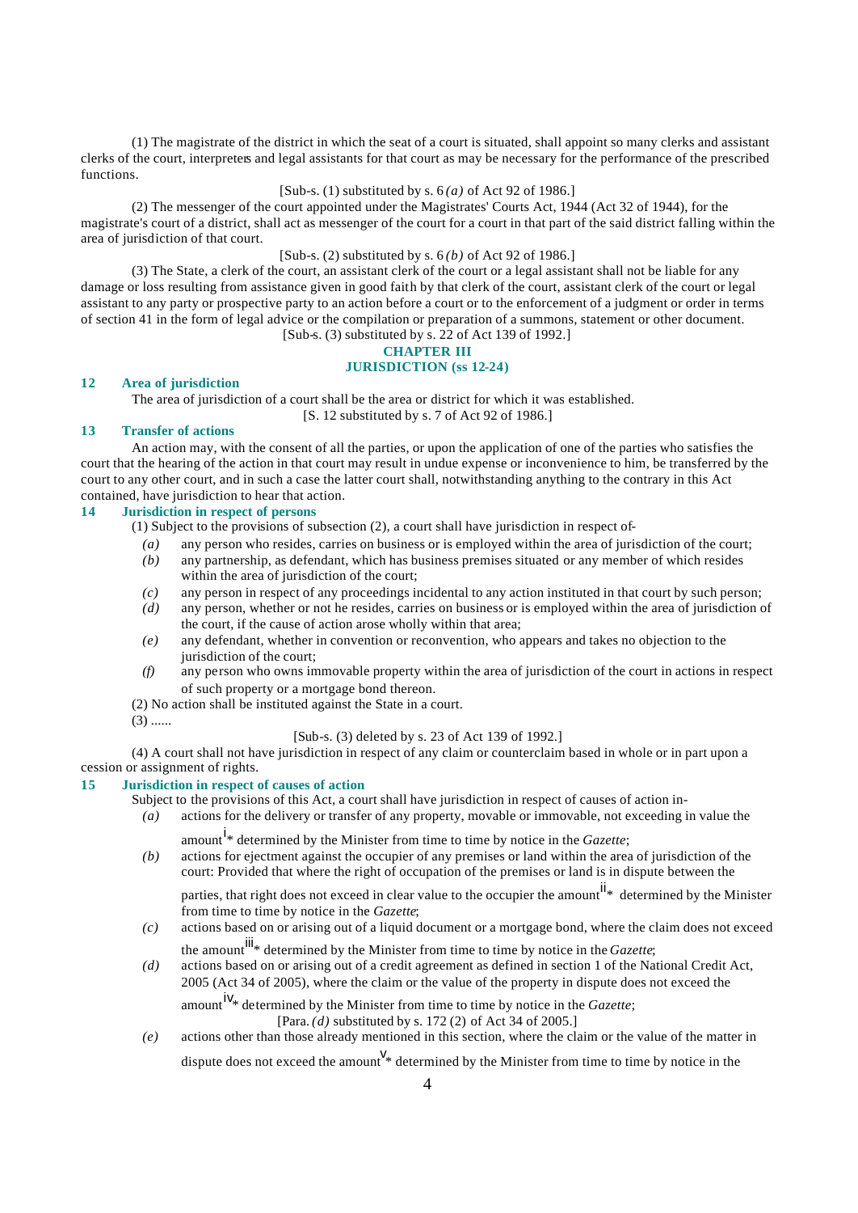(1) The magistrate of the district in which the seat of a court is situated, shall appoint so many clerks and assistant clerks of the court, interpreters and legal assistants for that court as may be necessary for the performance of the prescribed functions.

[Sub-s. (1) substituted by s. 6 *(a)* of Act 92 of 1986.]

(2) The messenger of the court appointed under the Magistrates' Courts Act, 1944 (Act 32 of 1944), for the magistrate's court of a district, shall act as messenger of the court for a court in that part of the said district falling within the area of jurisdiction of that court.

[Sub-s. (2) substituted by s. 6 *(b)* of Act 92 of 1986.]

(3) The State, a clerk of the court, an assistant clerk of the court or a legal assistant shall not be liable for any damage or loss resulting from assistance given in good faith by that clerk of the court, assistant clerk of the court or legal assistant to any party or prospective party to an action before a court or to the enforcement of a judgment or order in terms of section 41 in the form of legal advice or the compilation or preparation of a summons, statement or other document.

[Sub-s. (3) substituted by s. 22 of Act 139 of 1992.]

## CHAPTER III
## JURISDICTION (ss 12-24)

### 12 Area of jurisdiction

The area of jurisdiction of a court shall be the area or district for which it was established.

[S. 12 substituted by s. 7 of Act 92 of 1986.]

### 13 Transfer of actions

An action may, with the consent of all the parties, or upon the application of one of the parties who satisfies the court that the hearing of the action in that court may result in undue expense or inconvenience to him, be transferred by the court to any other court, and in such a case the latter court shall, notwithstanding anything to the contrary in this Act contained, have jurisdiction to hear that action.

### 14 Jurisdiction in respect of persons

(1) Subject to the provisions of subsection (2), a court shall have jurisdiction in respect of-

*(a)* any person who resides, carries on business or is employed within the area of jurisdiction of the court;

*(b)* any partnership, as defendant, which has business premises situated or any member of which resides within the area of jurisdiction of the court;

*(c)* any person in respect of any proceedings incidental to any action instituted in that court by such person;

*(d)* any person, whether or not he resides, carries on business or is employed within the area of jurisdiction of the court, if the cause of action arose wholly within that area;

*(e)* any defendant, whether in convention or reconvention, who appears and takes no objection to the jurisdiction of the court;

*(f)* any person who owns immovable property within the area of jurisdiction of the court in actions in respect of such property or a mortgage bond thereon.

(2) No action shall be instituted against the State in a court.

(3) ......

[Sub-s. (3) deleted by s. 23 of Act 139 of 1992.]

(4) A court shall not have jurisdiction in respect of any claim or counterclaim based in whole or in part upon a cession or assignment of rights.

### 15 Jurisdiction in respect of causes of action

Subject to the provisions of this Act, a court shall have jurisdiction in respect of causes of action in-

*(a)* actions for the delivery or transfer of any property, movable or immovable, not exceeding in value the amount[i]* determined by the Minister from time to time by notice in the *Gazette*;

*(b)* actions for ejectment against the occupier of any premises or land within the area of jurisdiction of the court: Provided that where the right of occupation of the premises or land is in dispute between the parties, that right does not exceed in clear value to the occupier the amount[ii]* determined by the Minister from time to time by notice in the *Gazette*;

*(c)* actions based on or arising out of a liquid document or a mortgage bond, where the claim does not exceed the amount[iii]* determined by the Minister from time to time by notice in the *Gazette*;

*(d)* actions based on or arising out of a credit agreement as defined in section 1 of the National Credit Act, 2005 (Act 34 of 2005), where the claim or the value of the property in dispute does not exceed the amount[iv]* determined by the Minister from time to time by notice in the *Gazette*;

[Para. *(d)* substituted by s. 172 (2) of Act 34 of 2005.]

*(e)* actions other than those already mentioned in this section, where the claim or the value of the matter in dispute does not exceed the amount[v]* determined by the Minister from time to time by notice in the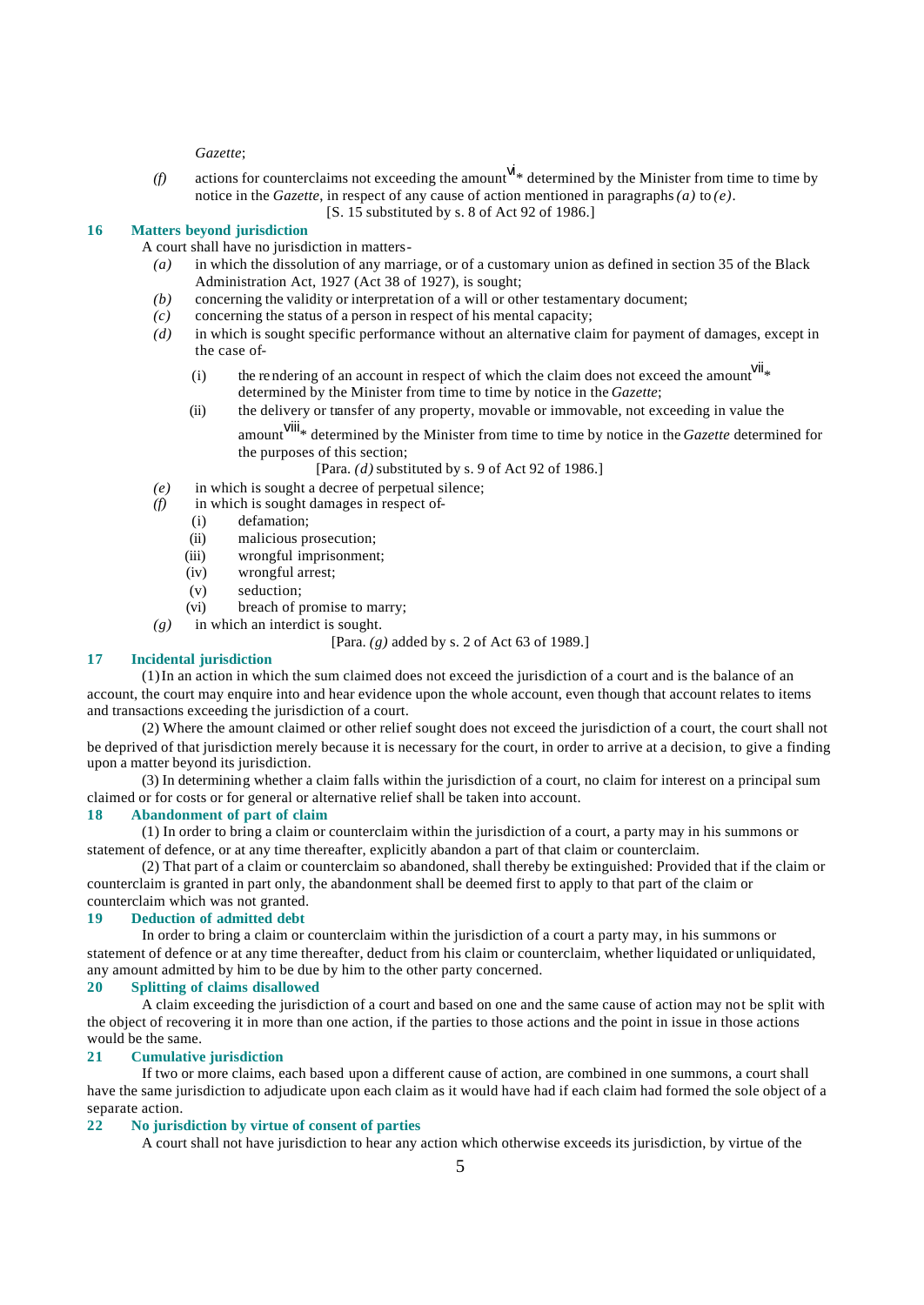*Gazette*;

*(f)* actions for counterclaims not exceeding the amount[vi]* determined by the Minister from time to time by notice in the *Gazette*, in respect of any cause of action mentioned in paragraphs *(a)* to *(e)*.

[S. 15 substituted by s. 8 of Act 92 of 1986.]

### 16 Matters beyond jurisdiction

A court shall have no jurisdiction in matters-

*(a)* in which the dissolution of any marriage, or of a customary union as defined in section 35 of the Black Administration Act, 1927 (Act 38 of 1927), is sought;

*(b)* concerning the validity or interpretation of a will or other testamentary document;

*(c)* concerning the status of a person in respect of his mental capacity;

*(d)* in which is sought specific performance without an alternative claim for payment of damages, except in the case of-

(i) the rendering of an account in respect of which the claim does not exceed the amount[vii]* determined by the Minister from time to time by notice in the *Gazette*;

(ii) the delivery or transfer of any property, movable or immovable, not exceeding in value the amount[viii]* determined by the Minister from time to time by notice in the *Gazette* determined for the purposes of this section;

[Para. *(d)* substituted by s. 9 of Act 92 of 1986.]

*(e)* in which is sought a decree of perpetual silence;

*(f)* in which is sought damages in respect of-

(i) defamation;

(ii) malicious prosecution;

(iii) wrongful imprisonment;

(iv) wrongful arrest;

(v) seduction;

(vi) breach of promise to marry;

*(g)* in which an interdict is sought.

[Para. *(g)* added by s. 2 of Act 63 of 1989.]

### 17 Incidental jurisdiction

(1) In an action in which the sum claimed does not exceed the jurisdiction of a court and is the balance of an account, the court may enquire into and hear evidence upon the whole account, even though that account relates to items and transactions exceeding the jurisdiction of a court.

(2) Where the amount claimed or other relief sought does not exceed the jurisdiction of a court, the court shall not be deprived of that jurisdiction merely because it is necessary for the court, in order to arrive at a decision, to give a finding upon a matter beyond its jurisdiction.

(3) In determining whether a claim falls within the jurisdiction of a court, no claim for interest on a principal sum claimed or for costs or for general or alternative relief shall be taken into account.

### 18 Abandonment of part of claim

(1) In order to bring a claim or counterclaim within the jurisdiction of a court, a party may in his summons or statement of defence, or at any time thereafter, explicitly abandon a part of that claim or counterclaim.

(2) That part of a claim or counterclaim so abandoned, shall thereby be extinguished: Provided that if the claim or counterclaim is granted in part only, the abandonment shall be deemed first to apply to that part of the claim or counterclaim which was not granted.

### 19 Deduction of admitted debt

In order to bring a claim or counterclaim within the jurisdiction of a court a party may, in his summons or statement of defence or at any time thereafter, deduct from his claim or counterclaim, whether liquidated or unliquidated, any amount admitted by him to be due by him to the other party concerned.

### 20 Splitting of claims disallowed

A claim exceeding the jurisdiction of a court and based on one and the same cause of action may not be split with the object of recovering it in more than one action, if the parties to those actions and the point in issue in those actions would be the same.

### 21 Cumulative jurisdiction

If two or more claims, each based upon a different cause of action, are combined in one summons, a court shall have the same jurisdiction to adjudicate upon each claim as it would have had if each claim had formed the sole object of a separate action.

### 22 No jurisdiction by virtue of consent of parties

A court shall not have jurisdiction to hear any action which otherwise exceeds its jurisdiction, by virtue of the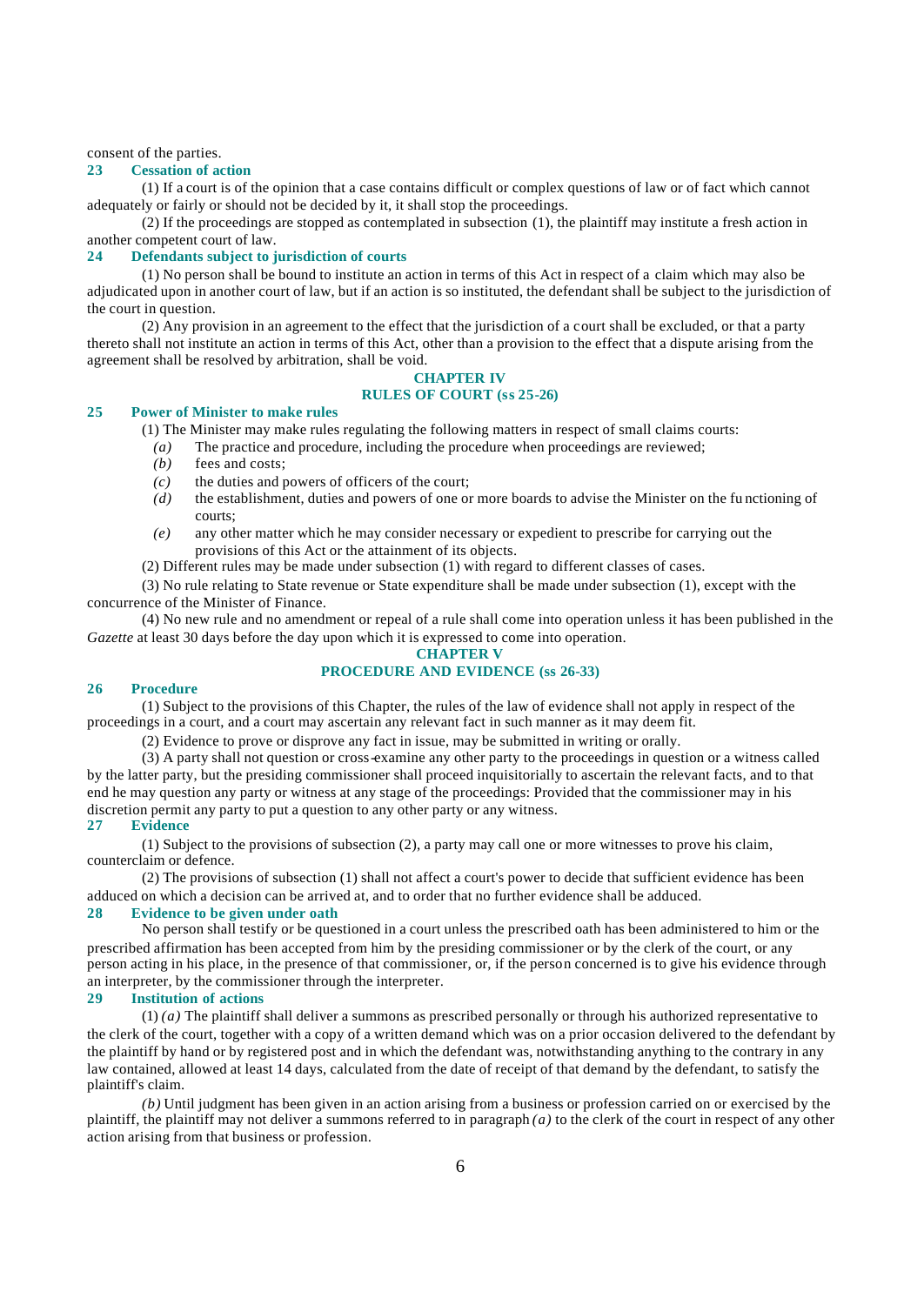consent of the parties.

### 23 Cessation of action

(1) If a court is of the opinion that a case contains difficult or complex questions of law or of fact which cannot adequately or fairly or should not be decided by it, it shall stop the proceedings.

(2) If the proceedings are stopped as contemplated in subsection (1), the plaintiff may institute a fresh action in another competent court of law.

### 24 Defendants subject to jurisdiction of courts

(1) No person shall be bound to institute an action in terms of this Act in respect of a claim which may also be adjudicated upon in another court of law, but if an action is so instituted, the defendant shall be subject to the jurisdiction of the court in question.

(2) Any provision in an agreement to the effect that the jurisdiction of a court shall be excluded, or that a party thereto shall not institute an action in terms of this Act, other than a provision to the effect that a dispute arising from the agreement shall be resolved by arbitration, shall be void.

## CHAPTER IV
## RULES OF COURT (ss 25-26)

### 25 Power of Minister to make rules

(1) The Minister may make rules regulating the following matters in respect of small claims courts:

*(a)* The practice and procedure, including the procedure when proceedings are reviewed;

*(b)* fees and costs;

*(c)* the duties and powers of officers of the court;

*(d)* the establishment, duties and powers of one or more boards to advise the Minister on the functioning of courts;

*(e)* any other matter which he may consider necessary or expedient to prescribe for carrying out the provisions of this Act or the attainment of its objects.

(2) Different rules may be made under subsection (1) with regard to different classes of cases.

(3) No rule relating to State revenue or State expenditure shall be made under subsection (1), except with the concurrence of the Minister of Finance.

(4) No new rule and no amendment or repeal of a rule shall come into operation unless it has been published in the *Gazette* at least 30 days before the day upon which it is expressed to come into operation.

## CHAPTER V
## PROCEDURE AND EVIDENCE (ss 26-33)

### 26 Procedure

(1) Subject to the provisions of this Chapter, the rules of the law of evidence shall not apply in respect of the proceedings in a court, and a court may ascertain any relevant fact in such manner as it may deem fit.

(2) Evidence to prove or disprove any fact in issue, may be submitted in writing or orally.

(3) A party shall not question or cross-examine any other party to the proceedings in question or a witness called by the latter party, but the presiding commissioner shall proceed inquisitorially to ascertain the relevant facts, and to that end he may question any party or witness at any stage of the proceedings: Provided that the commissioner may in his discretion permit any party to put a question to any other party or any witness.

### 27 Evidence

(1) Subject to the provisions of subsection (2), a party may call one or more witnesses to prove his claim, counterclaim or defence.

(2) The provisions of subsection (1) shall not affect a court's power to decide that sufficient evidence has been adduced on which a decision can be arrived at, and to order that no further evidence shall be adduced.

### 28 Evidence to be given under oath

No person shall testify or be questioned in a court unless the prescribed oath has been administered to him or the prescribed affirmation has been accepted from him by the presiding commissioner or by the clerk of the court, or any person acting in his place, in the presence of that commissioner, or, if the person concerned is to give his evidence through an interpreter, by the commissioner through the interpreter.

### 29 Institution of actions

(1) *(a)* The plaintiff shall deliver a summons as prescribed personally or through his authorized representative to the clerk of the court, together with a copy of a written demand which was on a prior occasion delivered to the defendant by the plaintiff by hand or by registered post and in which the defendant was, notwithstanding anything to the contrary in any law contained, allowed at least 14 days, calculated from the date of receipt of that demand by the defendant, to satisfy the plaintiff's claim.

*(b)* Until judgment has been given in an action arising from a business or profession carried on or exercised by the plaintiff, the plaintiff may not deliver a summons referred to in paragraph *(a)* to the clerk of the court in respect of any other action arising from that business or profession.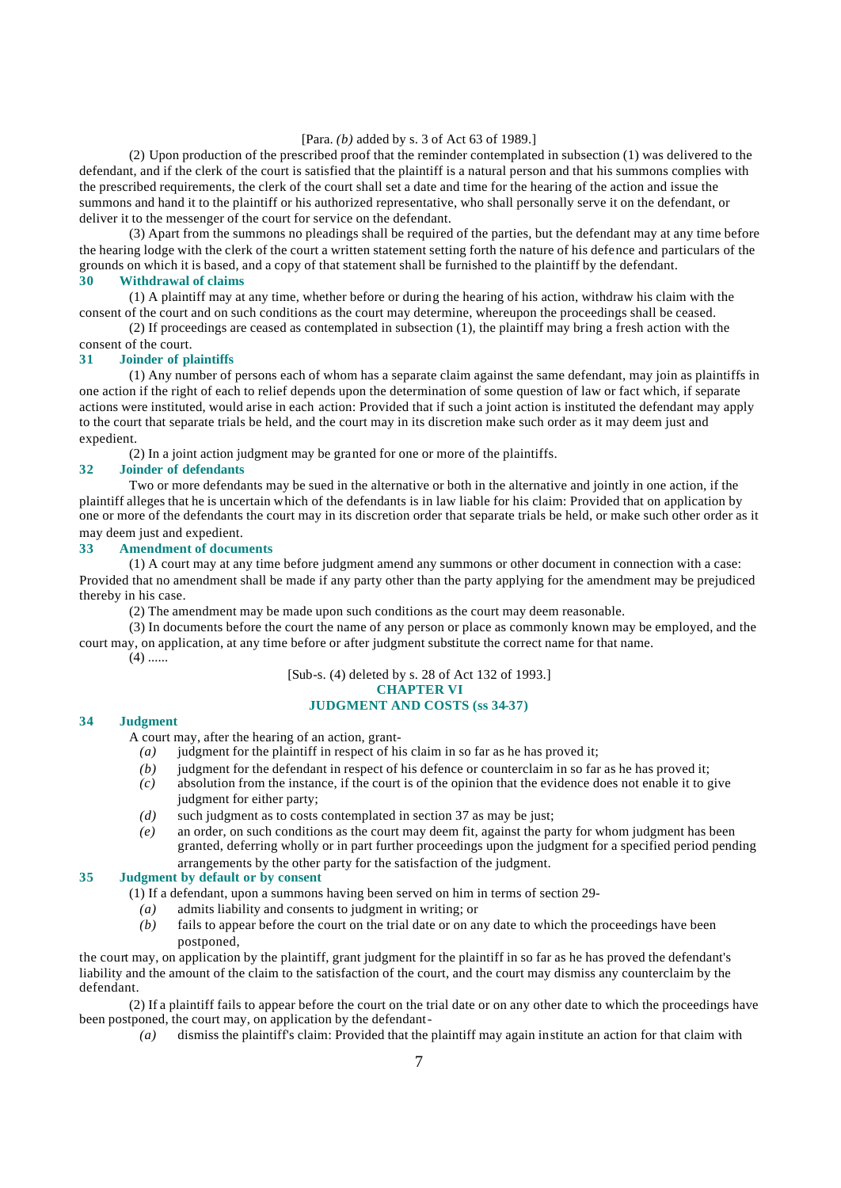[Para. *(b)* added by s. 3 of Act 63 of 1989.]

(2) Upon production of the prescribed proof that the reminder contemplated in subsection (1) was delivered to the defendant, and if the clerk of the court is satisfied that the plaintiff is a natural person and that his summons complies with the prescribed requirements, the clerk of the court shall set a date and time for the hearing of the action and issue the summons and hand it to the plaintiff or his authorized representative, who shall personally serve it on the defendant, or deliver it to the messenger of the court for service on the defendant.

(3) Apart from the summons no pleadings shall be required of the parties, but the defendant may at any time before the hearing lodge with the clerk of the court a written statement setting forth the nature of his defence and particulars of the grounds on which it is based, and a copy of that statement shall be furnished to the plaintiff by the defendant.

### 30 Withdrawal of claims

(1) A plaintiff may at any time, whether before or during the hearing of his action, withdraw his claim with the consent of the court and on such conditions as the court may determine, whereupon the proceedings shall be ceased.

(2) If proceedings are ceased as contemplated in subsection (1), the plaintiff may bring a fresh action with the consent of the court.

### 31 Joinder of plaintiffs

(1) Any number of persons each of whom has a separate claim against the same defendant, may join as plaintiffs in one action if the right of each to relief depends upon the determination of some question of law or fact which, if separate actions were instituted, would arise in each action: Provided that if such a joint action is instituted the defendant may apply to the court that separate trials be held, and the court may in its discretion make such order as it may deem just and expedient.

(2) In a joint action judgment may be granted for one or more of the plaintiffs.

### 32 Joinder of defendants

Two or more defendants may be sued in the alternative or both in the alternative and jointly in one action, if the plaintiff alleges that he is uncertain which of the defendants is in law liable for his claim: Provided that on application by one or more of the defendants the court may in its discretion order that separate trials be held, or make such other order as it may deem just and expedient.

### 33 Amendment of documents

(1) A court may at any time before judgment amend any summons or other document in connection with a case: Provided that no amendment shall be made if any party other than the party applying for the amendment may be prejudiced thereby in his case.

(2) The amendment may be made upon such conditions as the court may deem reasonable.

(3) In documents before the court the name of any person or place as commonly known may be employed, and the court may, on application, at any time before or after judgment substitute the correct name for that name.

(4) ......

[Sub-s. (4) deleted by s. 28 of Act 132 of 1993.]

## CHAPTER VI
## JUDGMENT AND COSTS (ss 34-37)

### 34 Judgment

A court may, after the hearing of an action, grant-

*(a)* judgment for the plaintiff in respect of his claim in so far as he has proved it;

*(b)* judgment for the defendant in respect of his defence or counterclaim in so far as he has proved it;

*(c)* absolution from the instance, if the court is of the opinion that the evidence does not enable it to give judgment for either party;

*(d)* such judgment as to costs contemplated in section 37 as may be just;

*(e)* an order, on such conditions as the court may deem fit, against the party for whom judgment has been granted, deferring wholly or in part further proceedings upon the judgment for a specified period pending arrangements by the other party for the satisfaction of the judgment.

### 35 Judgment by default or by consent

(1) If a defendant, upon a summons having been served on him in terms of section 29-

*(a)* admits liability and consents to judgment in writing; or

*(b)* fails to appear before the court on the trial date or on any date to which the proceedings have been postponed,

the court may, on application by the plaintiff, grant judgment for the plaintiff in so far as he has proved the defendant's liability and the amount of the claim to the satisfaction of the court, and the court may dismiss any counterclaim by the defendant.

(2) If a plaintiff fails to appear before the court on the trial date or on any other date to which the proceedings have been postponed, the court may, on application by the defendant-

*(a)* dismiss the plaintiff's claim: Provided that the plaintiff may again institute an action for that claim with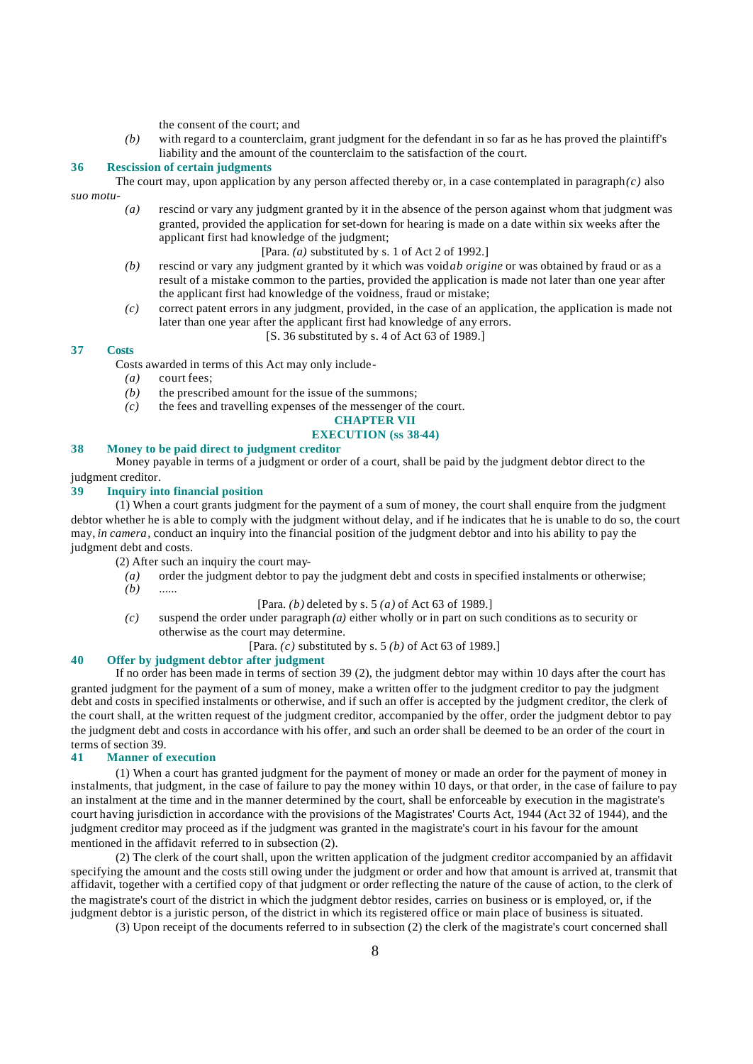the consent of the court; and

*(b)* with regard to a counterclaim, grant judgment for the defendant in so far as he has proved the plaintiff's liability and the amount of the counterclaim to the satisfaction of the court.

### 36 Rescission of certain judgments

The court may, upon application by any person affected thereby or, in a case contemplated in paragraph *(c)* also *suo motu*-

*(a)* rescind or vary any judgment granted by it in the absence of the person against whom that judgment was granted, provided the application for set-down for hearing is made on a date within six weeks after the applicant first had knowledge of the judgment;

[Para. *(a)* substituted by s. 1 of Act 2 of 1992.]

*(b)* rescind or vary any judgment granted by it which was void *ab origine* or was obtained by fraud or as a result of a mistake common to the parties, provided the application is made not later than one year after the applicant first had knowledge of the voidness, fraud or mistake;

*(c)* correct patent errors in any judgment, provided, in the case of an application, the application is made not later than one year after the applicant first had knowledge of any errors.

[S. 36 substituted by s. 4 of Act 63 of 1989.]

### 37 Costs

Costs awarded in terms of this Act may only include-

*(a)* court fees;

*(b)* the prescribed amount for the issue of the summons;

*(c)* the fees and travelling expenses of the messenger of the court.

## CHAPTER VII
## EXECUTION (ss 38-44)

### 38 Money to be paid direct to judgment creditor

Money payable in terms of a judgment or order of a court, shall be paid by the judgment debtor direct to the judgment creditor.

### 39 Inquiry into financial position

(1) When a court grants judgment for the payment of a sum of money, the court shall enquire from the judgment debtor whether he is able to comply with the judgment without delay, and if he indicates that he is unable to do so, the court may, *in camera*, conduct an inquiry into the financial position of the judgment debtor and into his ability to pay the judgment debt and costs.

(2) After such an inquiry the court may-

*(a)* order the judgment debtor to pay the judgment debt and costs in specified instalments or otherwise;

*(b)* ......

[Para. *(b)* deleted by s. 5 *(a)* of Act 63 of 1989.]

*(c)* suspend the order under paragraph *(a)* either wholly or in part on such conditions as to security or otherwise as the court may determine.

[Para. *(c)* substituted by s. 5 *(b)* of Act 63 of 1989.]

### 40 Offer by judgment debtor after judgment

If no order has been made in terms of section 39 (2), the judgment debtor may within 10 days after the court has granted judgment for the payment of a sum of money, make a written offer to the judgment creditor to pay the judgment debt and costs in specified instalments or otherwise, and if such an offer is accepted by the judgment creditor, the clerk of the court shall, at the written request of the judgment creditor, accompanied by the offer, order the judgment debtor to pay the judgment debt and costs in accordance with his offer, and such an order shall be deemed to be an order of the court in terms of section 39.

### 41 Manner of execution

(1) When a court has granted judgment for the payment of money or made an order for the payment of money in instalments, that judgment, in the case of failure to pay the money within 10 days, or that order, in the case of failure to pay an instalment at the time and in the manner determined by the court, shall be enforceable by execution in the magistrate's court having jurisdiction in accordance with the provisions of the Magistrates' Courts Act, 1944 (Act 32 of 1944), and the judgment creditor may proceed as if the judgment was granted in the magistrate's court in his favour for the amount mentioned in the affidavit referred to in subsection (2).

(2) The clerk of the court shall, upon the written application of the judgment creditor accompanied by an affidavit specifying the amount and the costs still owing under the judgment or order and how that amount is arrived at, transmit that affidavit, together with a certified copy of that judgment or order reflecting the nature of the cause of action, to the clerk of the magistrate's court of the district in which the judgment debtor resides, carries on business or is employed, or, if the judgment debtor is a juristic person, of the district in which its registered office or main place of business is situated.

(3) Upon receipt of the documents referred to in subsection (2) the clerk of the magistrate's court concerned shall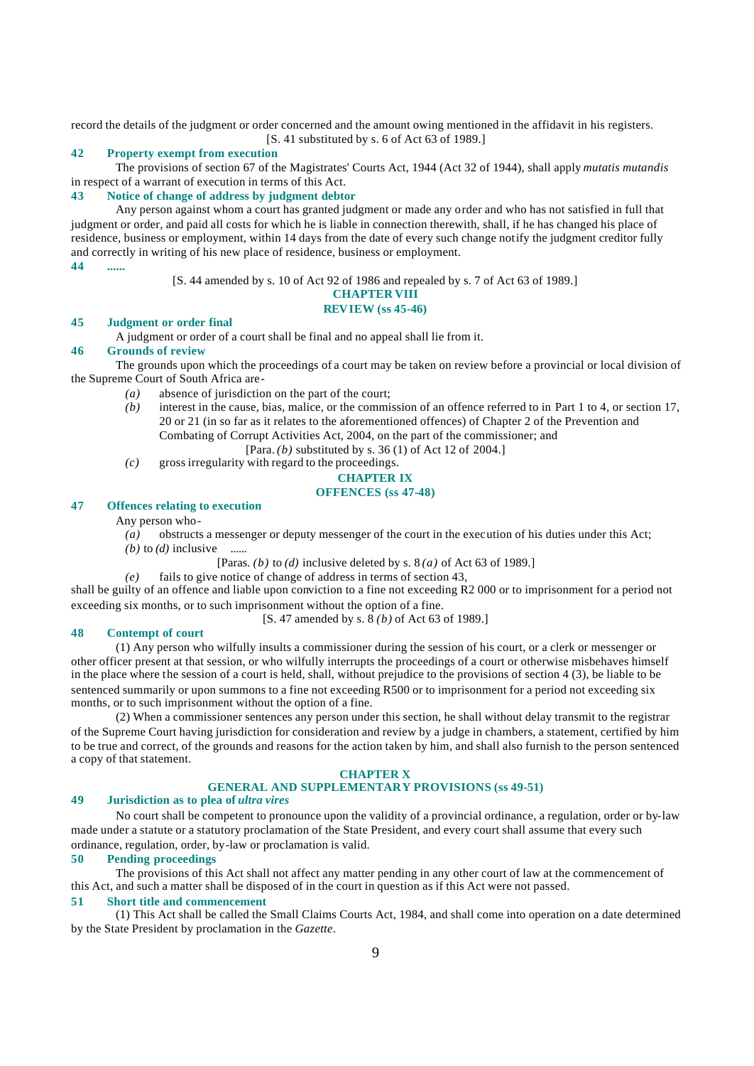record the details of the judgment or order concerned and the amount owing mentioned in the affidavit in his registers.

[S. 41 substituted by s. 6 of Act 63 of 1989.]

### 42 Property exempt from execution

The provisions of section 67 of the Magistrates' Courts Act, 1944 (Act 32 of 1944), shall apply *mutatis mutandis* in respect of a warrant of execution in terms of this Act.

### 43 Notice of change of address by judgment debtor

Any person against whom a court has granted judgment or made any order and who has not satisfied in full that judgment or order, and paid all costs for which he is liable in connection therewith, shall, if he has changed his place of residence, business or employment, within 14 days from the date of every such change notify the judgment creditor fully and correctly in writing of his new place of residence, business or employment.

### 44 ......

[S. 44 amended by s. 10 of Act 92 of 1986 and repealed by s. 7 of Act 63 of 1989.]

## CHAPTER VIII
## REVIEW (ss 45-46)

### 45 Judgment or order final

A judgment or order of a court shall be final and no appeal shall lie from it.

### 46 Grounds of review

The grounds upon which the proceedings of a court may be taken on review before a provincial or local division of the Supreme Court of South Africa are-

*(a)* absence of jurisdiction on the part of the court;

*(b)* interest in the cause, bias, malice, or the commission of an offence referred to in Part 1 to 4, or section 17, 20 or 21 (in so far as it relates to the aforementioned offences) of Chapter 2 of the Prevention and Combating of Corrupt Activities Act, 2004, on the part of the commissioner; and

[Para. *(b)* substituted by s. 36 (1) of Act 12 of 2004.]

*(c)* gross irregularity with regard to the proceedings.

## CHAPTER IX
## OFFENCES (ss 47-48)

### 47 Offences relating to execution

Any person who-

*(a)* obstructs a messenger or deputy messenger of the court in the execution of his duties under this Act;

*(b)* to *(d)* inclusive ......

[Paras. *(b)* to *(d)* inclusive deleted by s. 8 *(a)* of Act 63 of 1989.]

*(e)* fails to give notice of change of address in terms of section 43,

shall be guilty of an offence and liable upon conviction to a fine not exceeding R2 000 or to imprisonment for a period not exceeding six months, or to such imprisonment without the option of a fine.

[S. 47 amended by s. 8 *(b)* of Act 63 of 1989.]

### 48 Contempt of court

(1) Any person who wilfully insults a commissioner during the session of his court, or a clerk or messenger or other officer present at that session, or who wilfully interrupts the proceedings of a court or otherwise misbehaves himself in the place where the session of a court is held, shall, without prejudice to the provisions of section 4 (3), be liable to be sentenced summarily or upon summons to a fine not exceeding R500 or to imprisonment for a period not exceeding six months, or to such imprisonment without the option of a fine.

(2) When a commissioner sentences any person under this section, he shall without delay transmit to the registrar of the Supreme Court having jurisdiction for consideration and review by a judge in chambers, a statement, certified by him to be true and correct, of the grounds and reasons for the action taken by him, and shall also furnish to the person sentenced a copy of that statement.

## CHAPTER X
## GENERAL AND SUPPLEMENTARY PROVISIONS (ss 49-51)

### 49 Jurisdiction as to plea of *ultra vires*

No court shall be competent to pronounce upon the validity of a provincial ordinance, a regulation, order or by-law made under a statute or a statutory proclamation of the State President, and every court shall assume that every such ordinance, regulation, order, by-law or proclamation is valid.

### 50 Pending proceedings

The provisions of this Act shall not affect any matter pending in any other court of law at the commencement of this Act, and such a matter shall be disposed of in the court in question as if this Act were not passed.

### 51 Short title and commencement

(1) This Act shall be called the Small Claims Courts Act, 1984, and shall come into operation on a date determined by the State President by proclamation in the *Gazette*.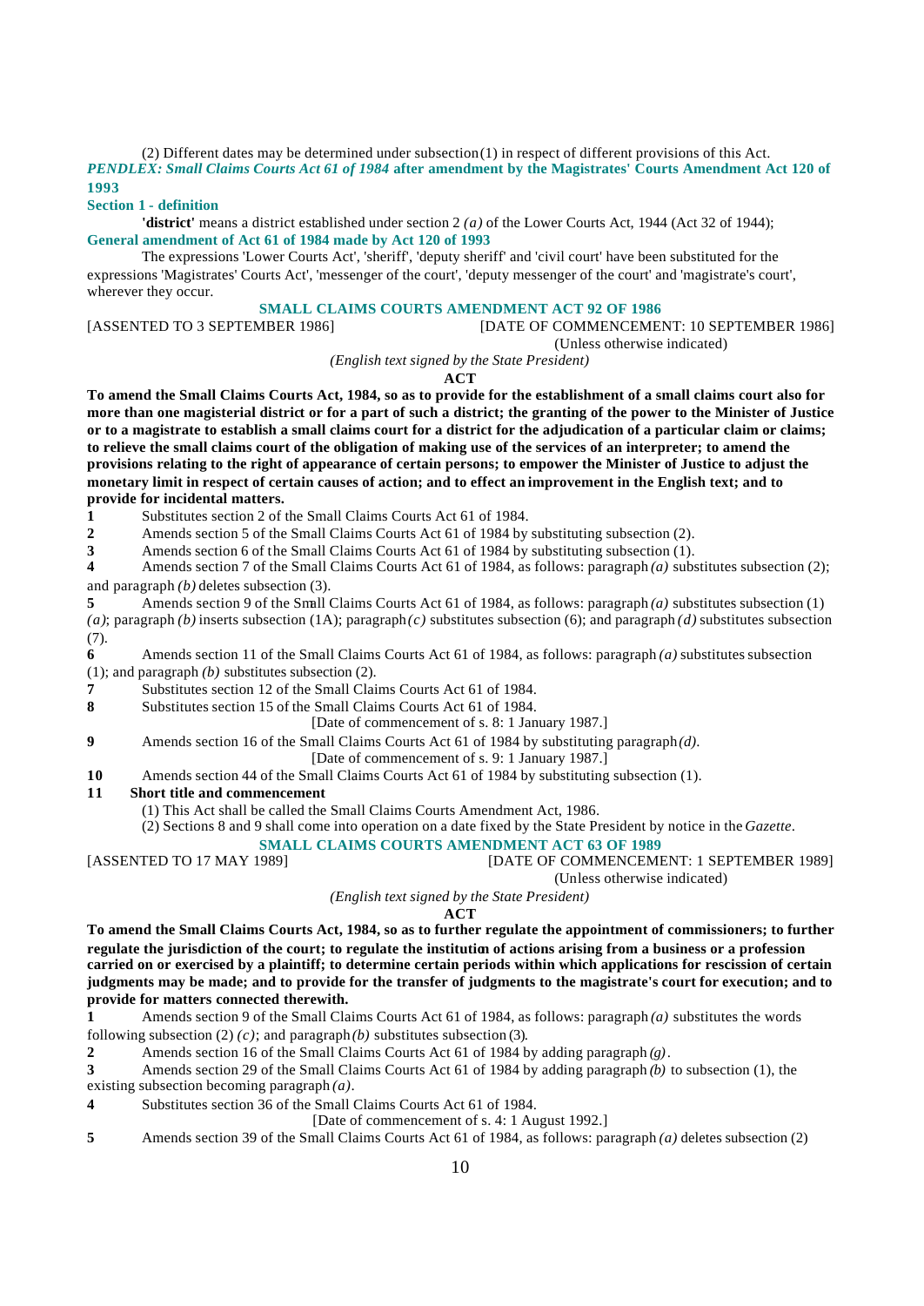(2) Different dates may be determined under subsection (1) in respect of different provisions of this Act.

***PENDLEX: Small Claims Courts Act 61 of 1984* after amendment by the Magistrates' Courts Amendment Act 120 of 1993**

**Section 1 - definition**

**'district'** means a district established under section 2 *(a)* of the Lower Courts Act, 1944 (Act 32 of 1944);

**General amendment of Act 61 of 1984 made by Act 120 of 1993**

The expressions 'Lower Courts Act', 'sheriff', 'deputy sheriff' and 'civil court' have been substituted for the expressions 'Magistrates' Courts Act', 'messenger of the court', 'deputy messenger of the court' and 'magistrate's court', wherever they occur.

## SMALL CLAIMS COURTS AMENDMENT ACT 92 OF 1986

[ASSENTED TO 3 SEPTEMBER 1986] [DATE OF COMMENCEMENT: 10 SEPTEMBER 1986]

(Unless otherwise indicated)

*(English text signed by the State President)*

**ACT**

**To amend the Small Claims Courts Act, 1984, so as to provide for the establishment of a small claims court also for more than one magisterial district or for a part of such a district; the granting of the power to the Minister of Justice or to a magistrate to establish a small claims court for a district for the adjudication of a particular claim or claims; to relieve the small claims court of the obligation of making use of the services of an interpreter; to amend the provisions relating to the right of appearance of certain persons; to empower the Minister of Justice to adjust the monetary limit in respect of certain causes of action; and to effect an improvement in the English text; and to provide for incidental matters.**

**1** Substitutes section 2 of the Small Claims Courts Act 61 of 1984.

**2** Amends section 5 of the Small Claims Courts Act 61 of 1984 by substituting subsection (2).

**3** Amends section 6 of the Small Claims Courts Act 61 of 1984 by substituting subsection (1).

**4** Amends section 7 of the Small Claims Courts Act 61 of 1984, as follows: paragraph *(a)* substitutes subsection (2); and paragraph *(b)* deletes subsection (3).

**5** Amends section 9 of the Small Claims Courts Act 61 of 1984, as follows: paragraph *(a)* substitutes subsection (1) *(a)*; paragraph *(b)* inserts subsection (1A); paragraph *(c)* substitutes subsection (6); and paragraph *(d)* substitutes subsection (7).

**6** Amends section 11 of the Small Claims Courts Act 61 of 1984, as follows: paragraph *(a)* substitutes subsection (1); and paragraph *(b)* substitutes subsection (2).

**7** Substitutes section 12 of the Small Claims Courts Act 61 of 1984.

**8** Substitutes section 15 of the Small Claims Courts Act 61 of 1984.

[Date of commencement of s. 8: 1 January 1987.]

**9** Amends section 16 of the Small Claims Courts Act 61 of 1984 by substituting paragraph *(d)*.

[Date of commencement of s. 9: 1 January 1987.]

**10** Amends section 44 of the Small Claims Courts Act 61 of 1984 by substituting subsection (1).

**11 Short title and commencement**

(1) This Act shall be called the Small Claims Courts Amendment Act, 1986.

(2) Sections 8 and 9 shall come into operation on a date fixed by the State President by notice in the *Gazette*.

## SMALL CLAIMS COURTS AMENDMENT ACT 63 OF 1989

[ASSENTED TO 17 MAY 1989] [DATE OF COMMENCEMENT: 1 SEPTEMBER 1989]

(Unless otherwise indicated)

*(English text signed by the State President)*

**ACT**

**To amend the Small Claims Courts Act, 1984, so as to further regulate the appointment of commissioners; to further regulate the jurisdiction of the court; to regulate the institution of actions arising from a business or a profession carried on or exercised by a plaintiff; to determine certain periods within which applications for rescission of certain judgments may be made; and to provide for the transfer of judgments to the magistrate's court for execution; and to provide for matters connected therewith.**

**1** Amends section 9 of the Small Claims Courts Act 61 of 1984, as follows: paragraph *(a)* substitutes the words following subsection (2) *(c)*; and paragraph *(b)* substitutes subsection (3).

**2** Amends section 16 of the Small Claims Courts Act 61 of 1984 by adding paragraph *(g)*.

**3** Amends section 29 of the Small Claims Courts Act 61 of 1984 by adding paragraph *(b)* to subsection (1), the existing subsection becoming paragraph *(a)*.

**4** Substitutes section 36 of the Small Claims Courts Act 61 of 1984.

[Date of commencement of s. 4: 1 August 1992.]

**5** Amends section 39 of the Small Claims Courts Act 61 of 1984, as follows: paragraph *(a)* deletes subsection (2)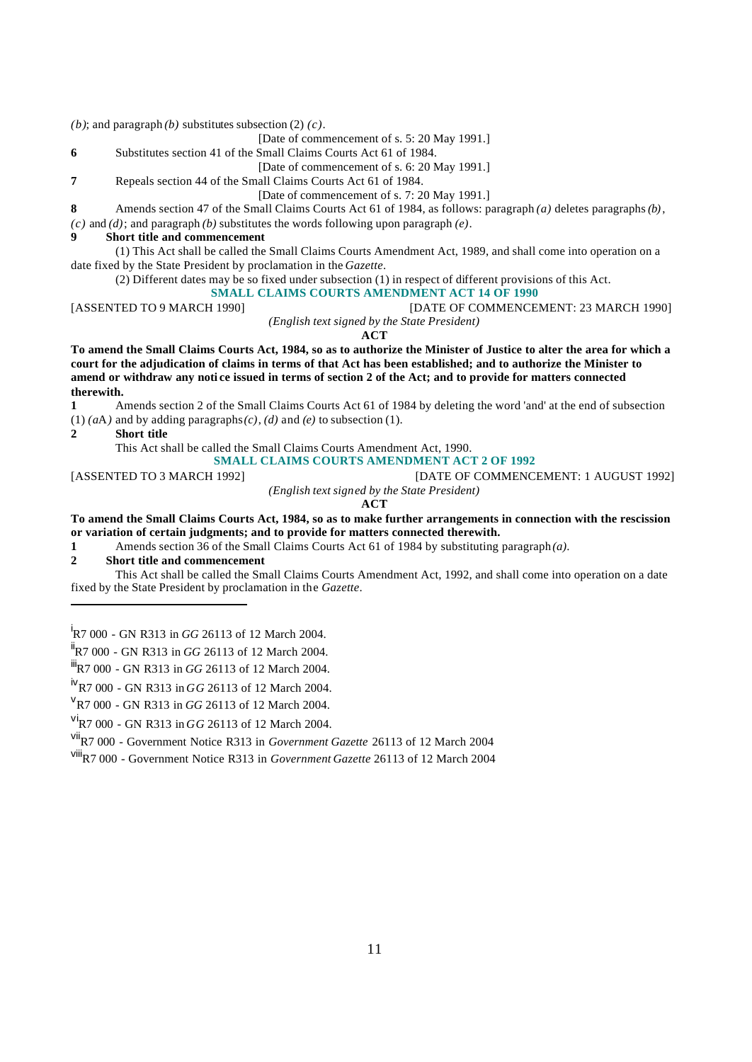*(b)*; and paragraph *(b)* substitutes subsection (2) *(c)*.

[Date of commencement of s. 5: 20 May 1991.]

**6** Substitutes section 41 of the Small Claims Courts Act 61 of 1984.

[Date of commencement of s. 6: 20 May 1991.]

**7** Repeals section 44 of the Small Claims Courts Act 61 of 1984.

[Date of commencement of s. 7: 20 May 1991.]

**8** Amends section 47 of the Small Claims Courts Act 61 of 1984, as follows: paragraph *(a)* deletes paragraphs *(b)*, *(c)* and *(d)*; and paragraph *(b)* substitutes the words following upon paragraph *(e)*.

**9 Short title and commencement**

(1) This Act shall be called the Small Claims Courts Amendment Act, 1989, and shall come into operation on a date fixed by the State President by proclamation in the *Gazette*.

(2) Different dates may be so fixed under subsection (1) in respect of different provisions of this Act.

## SMALL CLAIMS COURTS AMENDMENT ACT 14 OF 1990

[ASSENTED TO 9 MARCH 1990] [DATE OF COMMENCEMENT: 23 MARCH 1990]

*(English text signed by the State President)*

**ACT**

**To amend the Small Claims Courts Act, 1984, so as to authorize the Minister of Justice to alter the area for which a court for the adjudication of claims in terms of that Act has been established; and to authorize the Minister to amend or withdraw any notice issued in terms of section 2 of the Act; and to provide for matters connected therewith.**

**1** Amends section 2 of the Small Claims Courts Act 61 of 1984 by deleting the word 'and' at the end of subsection (1) *(a*A*)* and by adding paragraphs *(c)*, *(d)* and *(e)* to subsection (1).

**2 Short title**

This Act shall be called the Small Claims Courts Amendment Act, 1990.

## SMALL CLAIMS COURTS AMENDMENT ACT 2 OF 1992

[ASSENTED TO 3 MARCH 1992] [DATE OF COMMENCEMENT: 1 AUGUST 1992]

*(English text signed by the State President)*

**ACT**

**To amend the Small Claims Courts Act, 1984, so as to make further arrangements in connection with the rescission or variation of certain judgments; and to provide for matters connected therewith.**

**1** Amends section 36 of the Small Claims Courts Act 61 of 1984 by substituting paragraph *(a)*.

**2 Short title and commencement**

This Act shall be called the Small Claims Courts Amendment Act, 1992, and shall come into operation on a date fixed by the State President by proclamation in the *Gazette*.

---

[i] R7 000 - GN R313 in *GG* 26113 of 12 March 2004.

[ii] R7 000 - GN R313 in *GG* 26113 of 12 March 2004.

[iii] R7 000 - GN R313 in *GG* 26113 of 12 March 2004.

[iv] R7 000 - GN R313 in *GG* 26113 of 12 March 2004.

[v] R7 000 - GN R313 in *GG* 26113 of 12 March 2004.

[vi] R7 000 - GN R313 in *GG* 26113 of 12 March 2004.

[vii] R7 000 - Government Notice R313 in *Government Gazette* 26113 of 12 March 2004

[viii] R7 000 - Government Notice R313 in *Government Gazette* 26113 of 12 March 2004